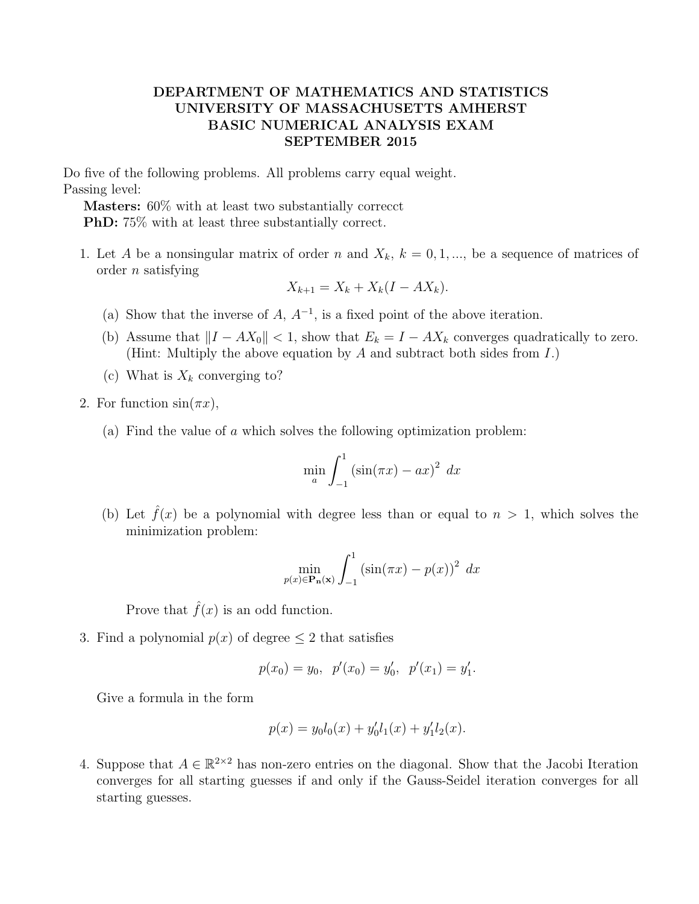# DEPARTMENT OF MATHEMATICS AND STATISTICS
# UNIVERSITY OF MASSACHUSETTS AMHERST
# BASIC NUMERICAL ANALYSIS EXAM
# SEPTEMBER 2015

Do five of the following problems. All problems carry equal weight.
Passing level:

**Masters:** 60% with at least two substantially correcct
**PhD:** 75% with at least three substantially correct.

1. Let $A$ be a nonsingular matrix of order $n$ and $X_k$, $k = 0, 1, ...,$ be a sequence of matrices of order $n$ satisfying
$$X_{k+1} = X_k + X_k(I - AX_k).$$
   (a) Show that the inverse of $A$, $A^{-1}$, is a fixed point of the above iteration.
   (b) Assume that $\|I - AX_0\| < 1$, show that $E_k = I - AX_k$ converges quadratically to zero. (Hint: Multiply the above equation by $A$ and subtract both sides from $I$.)
   (c) What is $X_k$ converging to?

2. For function $\sin(\pi x)$,
   (a) Find the value of $a$ which solves the following optimization problem:
$$\min_a \int_{-1}^{1} (\sin(\pi x) - ax)^2 \, dx$$
   (b) Let $\hat{f}(x)$ be a polynomial with degree less than or equal to $n > 1$, which solves the minimization problem:
$$\min_{p(x) \in \mathbf{P_n(x)}} \int_{-1}^{1} (\sin(\pi x) - p(x))^2 \, dx$$
   Prove that $\hat{f}(x)$ is an odd function.

3. Find a polynomial $p(x)$ of degree $\leq 2$ that satisfies
$$p(x_0) = y_0, \;\; p'(x_0) = y_0', \;\; p'(x_1) = y_1'.$$
   Give a formula in the form
$$p(x) = y_0 l_0(x) + y_0' l_1(x) + y_1' l_2(x).$$

4. Suppose that $A \in \mathbb{R}^{2\times 2}$ has non-zero entries on the diagonal. Show that the Jacobi Iteration converges for all starting guesses if and only if the Gauss-Seidel iteration converges for all starting guesses.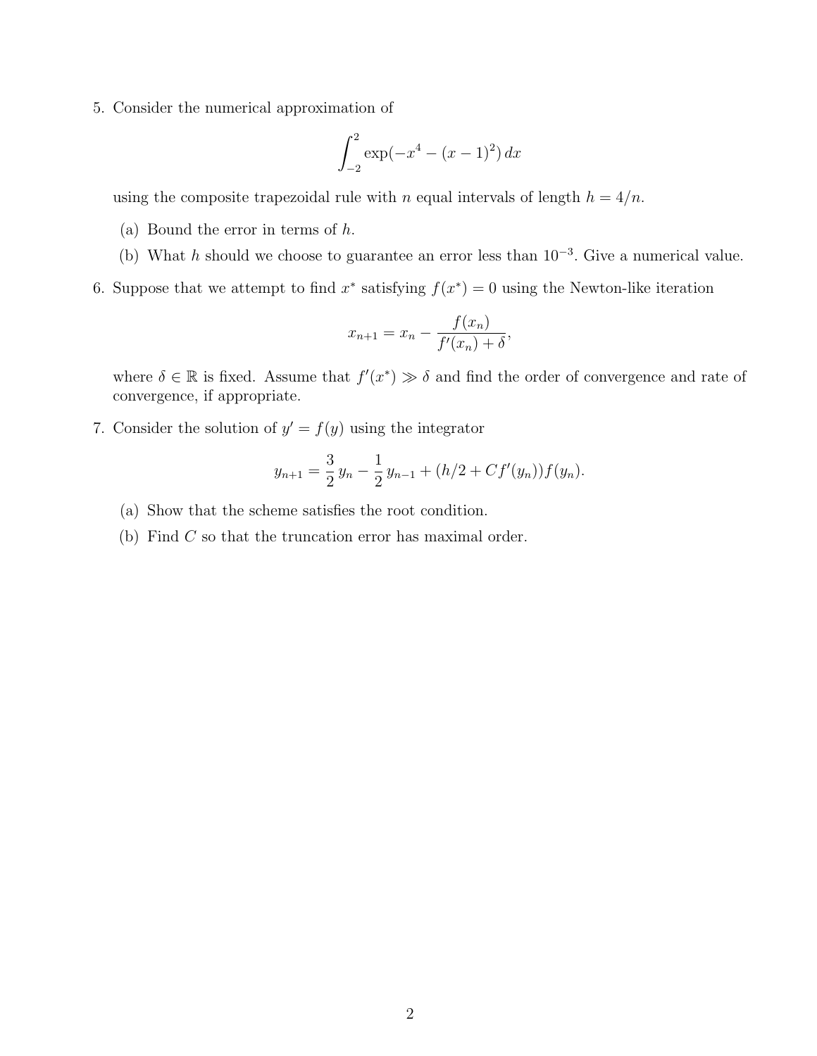5. Consider the numerical approximation of

$$\int_{-2}^{2} \exp(-x^4 - (x-1)^2)\,dx$$

using the composite trapezoidal rule with $n$ equal intervals of length $h = 4/n$.

   (a) Bound the error in terms of $h$.

   (b) What $h$ should we choose to guarantee an error less than $10^{-3}$. Give a numerical value.

6. Suppose that we attempt to find $x^*$ satisfying $f(x^*) = 0$ using the Newton-like iteration

$$x_{n+1} = x_n - \frac{f(x_n)}{f'(x_n) + \delta},$$

where $\delta \in \mathbb{R}$ is fixed. Assume that $f'(x^*) \gg \delta$ and find the order of convergence and rate of convergence, if appropriate.

7. Consider the solution of $y' = f(y)$ using the integrator

$$y_{n+1} = \frac{3}{2}y_n - \frac{1}{2}y_{n-1} + (h/2 + Cf'(y_n))f(y_n).$$

   (a) Show that the scheme satisfies the root condition.

   (b) Find $C$ so that the truncation error has maximal order.